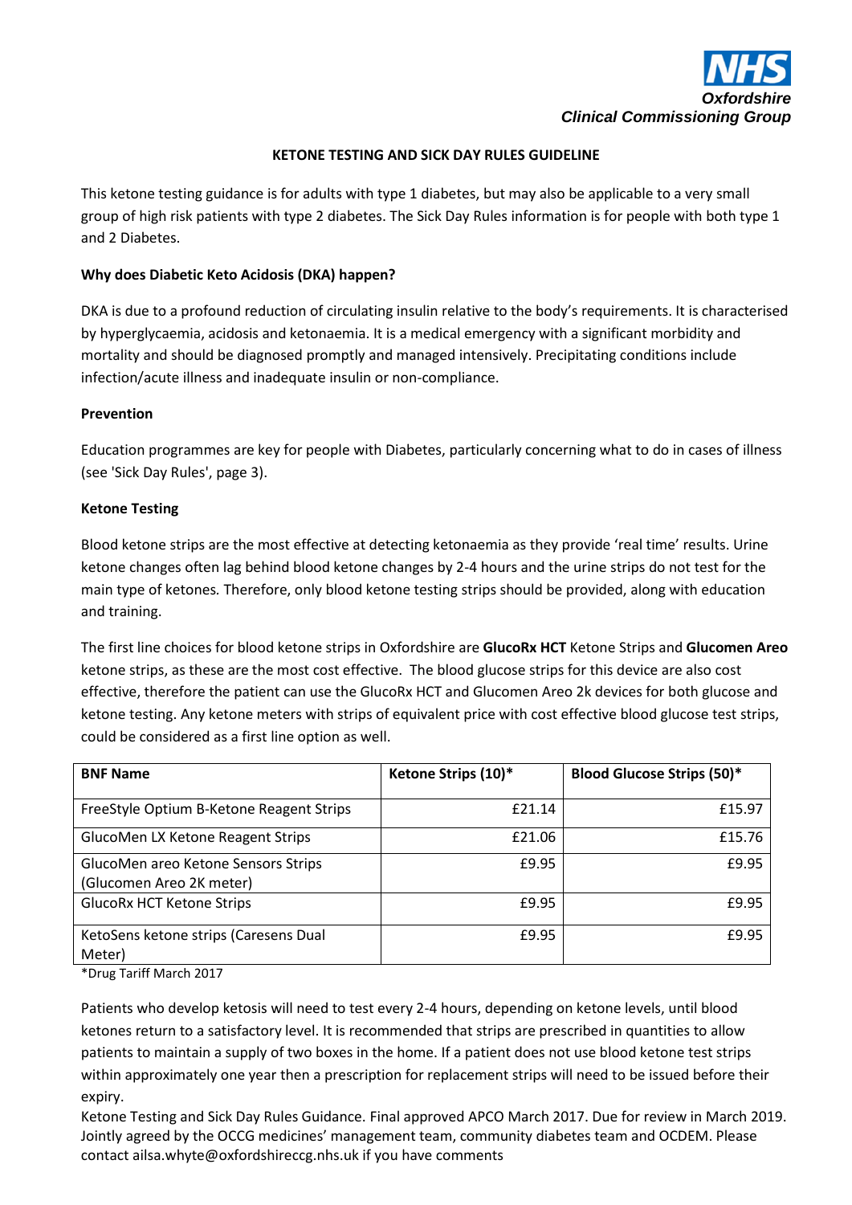NHS
Oxfordshire
Clinical Commissioning Group

# KETONE TESTING AND SICK DAY RULES GUIDELINE

This ketone testing guidance is for adults with type 1 diabetes, but may also be applicable to a very small group of high risk patients with type 2 diabetes. The Sick Day Rules information is for people with both type 1 and 2 Diabetes.

**Why does Diabetic Keto Acidosis (DKA) happen?**

DKA is due to a profound reduction of circulating insulin relative to the body's requirements. It is characterised by hyperglycaemia, acidosis and ketonaemia. It is a medical emergency with a significant morbidity and mortality and should be diagnosed promptly and managed intensively. Precipitating conditions include infection/acute illness and inadequate insulin or non-compliance.

**Prevention**

Education programmes are key for people with Diabetes, particularly concerning what to do in cases of illness (see 'Sick Day Rules', page 3).

**Ketone Testing**

Blood ketone strips are the most effective at detecting ketonaemia as they provide 'real time' results. Urine ketone changes often lag behind blood ketone changes by 2-4 hours and the urine strips do not test for the main type of ketones. Therefore, only blood ketone testing strips should be provided, along with education and training.

The first line choices for blood ketone strips in Oxfordshire are **GlucoRx HCT** Ketone Strips and **Glucomen Areo** ketone strips, as these are the most cost effective. The blood glucose strips for this device are also cost effective, therefore the patient can use the GlucoRx HCT and Glucomen Areo 2k devices for both glucose and ketone testing. Any ketone meters with strips of equivalent price with cost effective blood glucose test strips, could be considered as a first line option as well.

| BNF Name | Ketone Strips (10)* | Blood Glucose Strips (50)* |
|---|---|---|
| FreeStyle Optium B-Ketone Reagent Strips | £21.14 | £15.97 |
| GlucoMen LX Ketone Reagent Strips | £21.06 | £15.76 |
| GlucoMen areo Ketone Sensors Strips (Glucomen Areo 2K meter) | £9.95 | £9.95 |
| GlucoRx HCT Ketone Strips | £9.95 | £9.95 |
| KetoSens ketone strips (Caresens Dual Meter) | £9.95 | £9.95 |

*Drug Tariff March 2017

Patients who develop ketosis will need to test every 2-4 hours, depending on ketone levels, until blood ketones return to a satisfactory level. It is recommended that strips are prescribed in quantities to allow patients to maintain a supply of two boxes in the home. If a patient does not use blood ketone test strips within approximately one year then a prescription for replacement strips will need to be issued before their expiry.

Ketone Testing and Sick Day Rules Guidance. Final approved APCO March 2017. Due for review in March 2019. Jointly agreed by the OCCG medicines' management team, community diabetes team and OCDEM. Please contact ailsa.whyte@oxfordshireccg.nhs.uk if you have comments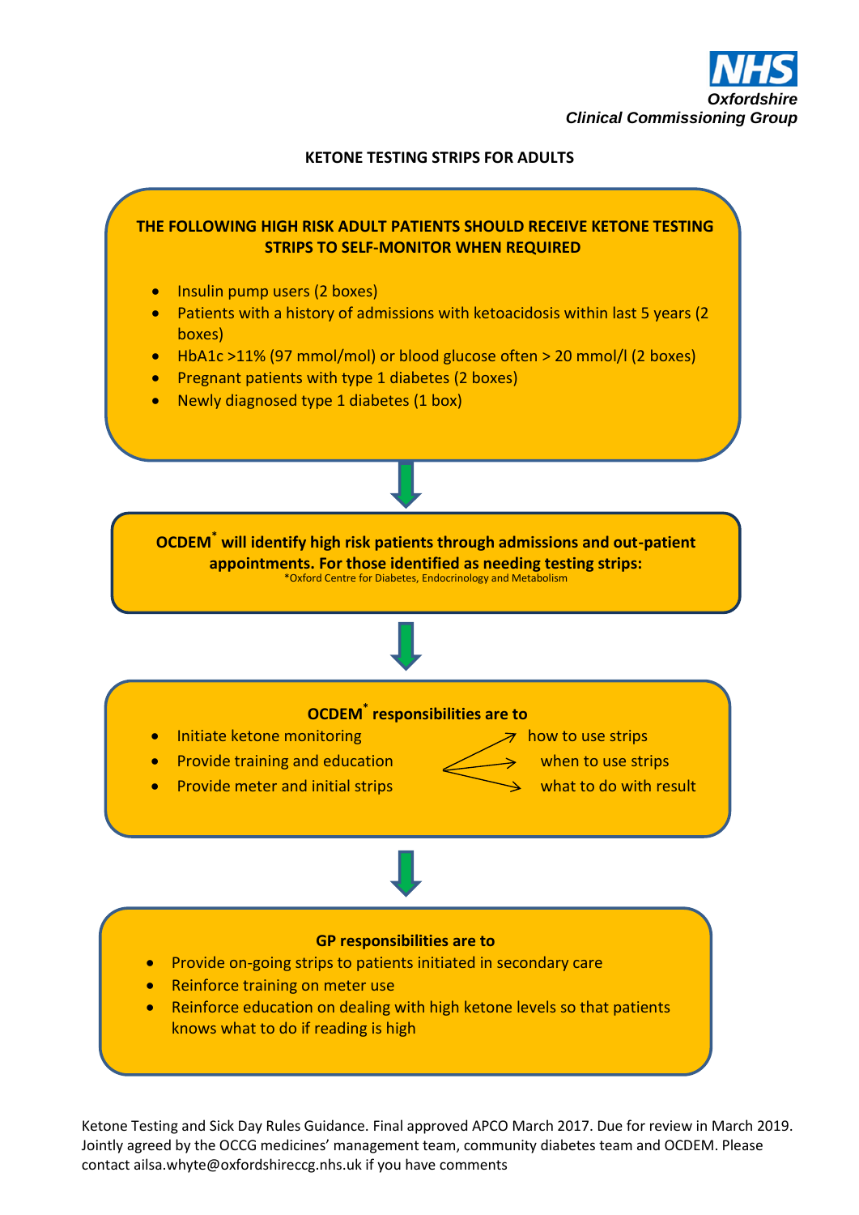NHS
*Oxfordshire*
*Clinical Commissioning Group*

## KETONE TESTING STRIPS FOR ADULTS

**THE FOLLOWING HIGH RISK ADULT PATIENTS SHOULD RECEIVE KETONE TESTING STRIPS TO SELF-MONITOR WHEN REQUIRED**

- Insulin pump users (2 boxes)
- Patients with a history of admissions with ketoacidosis within last 5 years (2 boxes)
- HbA1c >11% (97 mmol/mol) or blood glucose often > 20 mmol/l (2 boxes)
- Pregnant patients with type 1 diabetes (2 boxes)
- Newly diagnosed type 1 diabetes (1 box)

**OCDEM* will identify high risk patients through admissions and out-patient appointments. For those identified as needing testing strips:**

*Oxford Centre for Diabetes, Endocrinology and Metabolism

**OCDEM* responsibilities are to**

- Initiate ketone monitoring
- Provide training and education → how to use strips; when to use strips; what to do with result
- Provide meter and initial strips

**GP responsibilities are to**

- Provide on-going strips to patients initiated in secondary care
- Reinforce training on meter use
- Reinforce education on dealing with high ketone levels so that patients knows what to do if reading is high

Ketone Testing and Sick Day Rules Guidance. Final approved APCO March 2017. Due for review in March 2019. Jointly agreed by the OCCG medicines' management team, community diabetes team and OCDEM. Please contact ailsa.whyte@oxfordshireccg.nhs.uk if you have comments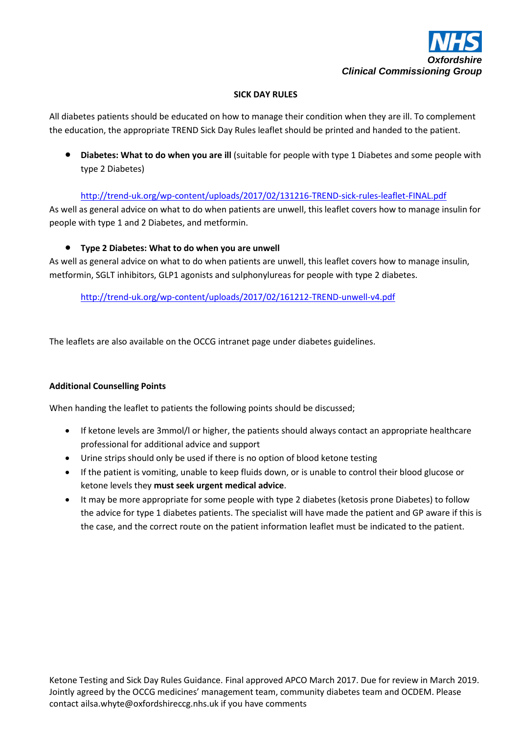NHS
Oxfordshire
*Clinical Commissioning Group*

## SICK DAY RULES

All diabetes patients should be educated on how to manage their condition when they are ill. To complement the education, the appropriate TREND Sick Day Rules leaflet should be printed and handed to the patient.

- **Diabetes: What to do when you are ill** (suitable for people with type 1 Diabetes and some people with type 2 Diabetes)

  http://trend-uk.org/wp-content/uploads/2017/02/131216-TREND-sick-rules-leaflet-FINAL.pdf

As well as general advice on what to do when patients are unwell, this leaflet covers how to manage insulin for people with type 1 and 2 Diabetes, and metformin.

- **Type 2 Diabetes: What to do when you are unwell**

As well as general advice on what to do when patients are unwell, this leaflet covers how to manage insulin, metformin, SGLT inhibitors, GLP1 agonists and sulphonylureas for people with type 2 diabetes.

  http://trend-uk.org/wp-content/uploads/2017/02/161212-TREND-unwell-v4.pdf

The leaflets are also available on the OCCG intranet page under diabetes guidelines.

### Additional Counselling Points

When handing the leaflet to patients the following points should be discussed;

- If ketone levels are 3mmol/l or higher, the patients should always contact an appropriate healthcare professional for additional advice and support
- Urine strips should only be used if there is no option of blood ketone testing
- If the patient is vomiting, unable to keep fluids down, or is unable to control their blood glucose or ketone levels they **must seek urgent medical advice**.
- It may be more appropriate for some people with type 2 diabetes (ketosis prone Diabetes) to follow the advice for type 1 diabetes patients. The specialist will have made the patient and GP aware if this is the case, and the correct route on the patient information leaflet must be indicated to the patient.

Ketone Testing and Sick Day Rules Guidance. Final approved APCO March 2017. Due for review in March 2019. Jointly agreed by the OCCG medicines' management team, community diabetes team and OCDEM. Please contact ailsa.whyte@oxfordshireccg.nhs.uk if you have comments